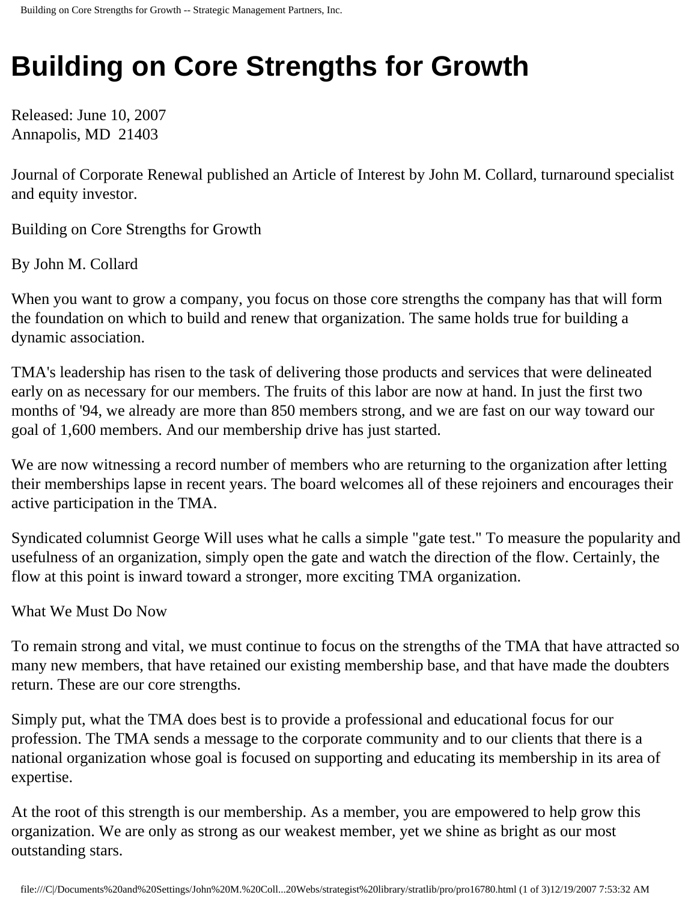# Building on Core Strengths for Growth

Released: June 10, 2007
Annapolis, MD  21403

Journal of Corporate Renewal published an Article of Interest by John M. Collard, turnaround specialist and equity investor.

Building on Core Strengths for Growth

By John M. Collard

When you want to grow a company, you focus on those core strengths the company has that will form the foundation on which to build and renew that organization. The same holds true for building a dynamic association.

TMA's leadership has risen to the task of delivering those products and services that were delineated early on as necessary for our members. The fruits of this labor are now at hand. In just the first two months of '94, we already are more than 850 members strong, and we are fast on our way toward our goal of 1,600 members. And our membership drive has just started.

We are now witnessing a record number of members who are returning to the organization after letting their memberships lapse in recent years. The board welcomes all of these rejoiners and encourages their active participation in the TMA.

Syndicated columnist George Will uses what he calls a simple "gate test." To measure the popularity and usefulness of an organization, simply open the gate and watch the direction of the flow. Certainly, the flow at this point is inward toward a stronger, more exciting TMA organization.

What We Must Do Now

To remain strong and vital, we must continue to focus on the strengths of the TMA that have attracted so many new members, that have retained our existing membership base, and that have made the doubters return. These are our core strengths.

Simply put, what the TMA does best is to provide a professional and educational focus for our profession. The TMA sends a message to the corporate community and to our clients that there is a national organization whose goal is focused on supporting and educating its membership in its area of expertise.

At the root of this strength is our membership. As a member, you are empowered to help grow this organization. We are only as strong as our weakest member, yet we shine as bright as our most outstanding stars.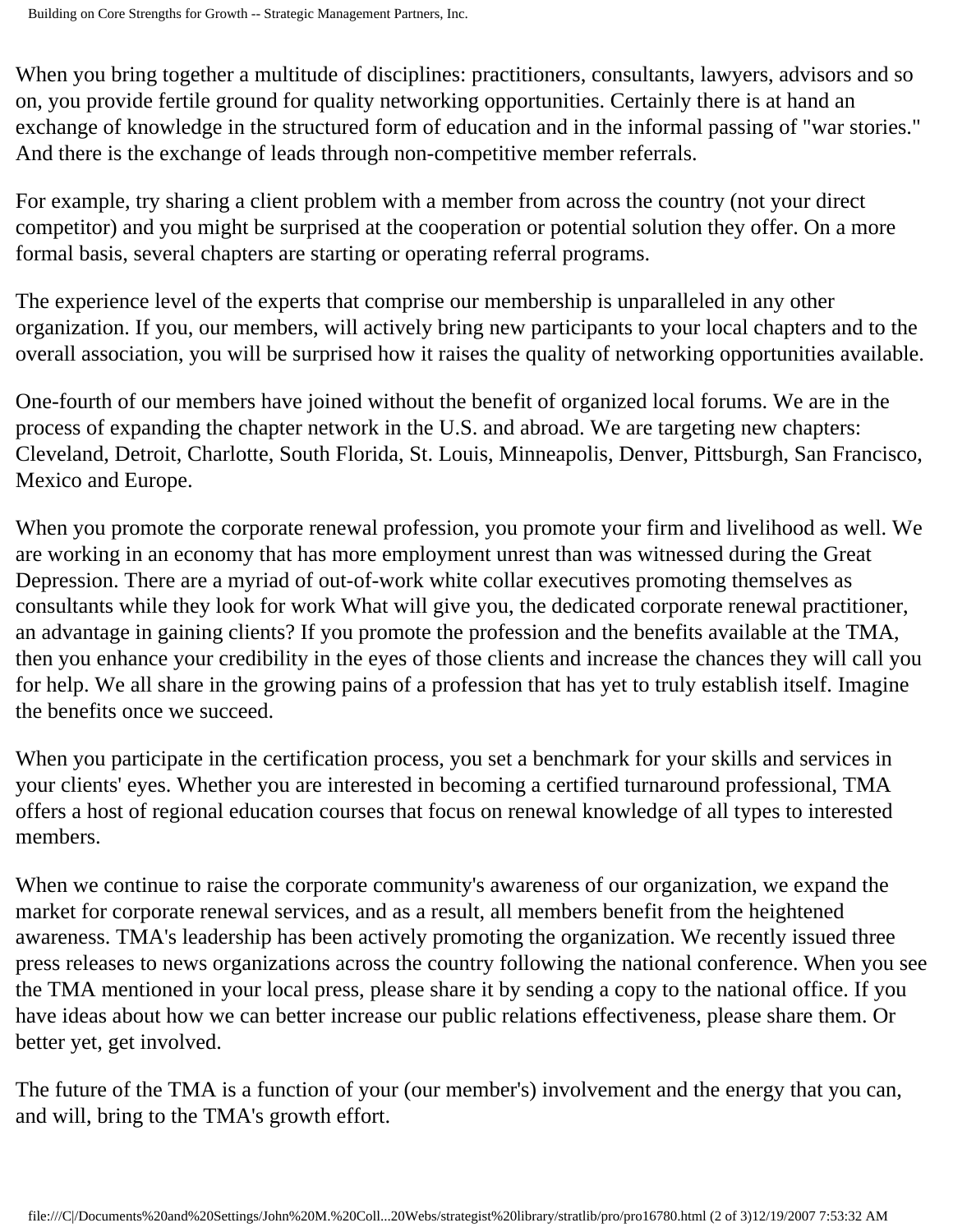When you bring together a multitude of disciplines: practitioners, consultants, lawyers, advisors and so on, you provide fertile ground for quality networking opportunities. Certainly there is at hand an exchange of knowledge in the structured form of education and in the informal passing of "war stories." And there is the exchange of leads through non-competitive member referrals.

For example, try sharing a client problem with a member from across the country (not your direct competitor) and you might be surprised at the cooperation or potential solution they offer. On a more formal basis, several chapters are starting or operating referral programs.

The experience level of the experts that comprise our membership is unparalleled in any other organization. If you, our members, will actively bring new participants to your local chapters and to the overall association, you will be surprised how it raises the quality of networking opportunities available.

One-fourth of our members have joined without the benefit of organized local forums. We are in the process of expanding the chapter network in the U.S. and abroad. We are targeting new chapters: Cleveland, Detroit, Charlotte, South Florida, St. Louis, Minneapolis, Denver, Pittsburgh, San Francisco, Mexico and Europe.

When you promote the corporate renewal profession, you promote your firm and livelihood as well. We are working in an economy that has more employment unrest than was witnessed during the Great Depression. There are a myriad of out-of-work white collar executives promoting themselves as consultants while they look for work What will give you, the dedicated corporate renewal practitioner, an advantage in gaining clients? If you promote the profession and the benefits available at the TMA, then you enhance your credibility in the eyes of those clients and increase the chances they will call you for help. We all share in the growing pains of a profession that has yet to truly establish itself. Imagine the benefits once we succeed.

When you participate in the certification process, you set a benchmark for your skills and services in your clients' eyes. Whether you are interested in becoming a certified turnaround professional, TMA offers a host of regional education courses that focus on renewal knowledge of all types to interested members.

When we continue to raise the corporate community's awareness of our organization, we expand the market for corporate renewal services, and as a result, all members benefit from the heightened awareness. TMA's leadership has been actively promoting the organization. We recently issued three press releases to news organizations across the country following the national conference. When you see the TMA mentioned in your local press, please share it by sending a copy to the national office. If you have ideas about how we can better increase our public relations effectiveness, please share them. Or better yet, get involved.

The future of the TMA is a function of your (our member's) involvement and the energy that you can, and will, bring to the TMA's growth effort.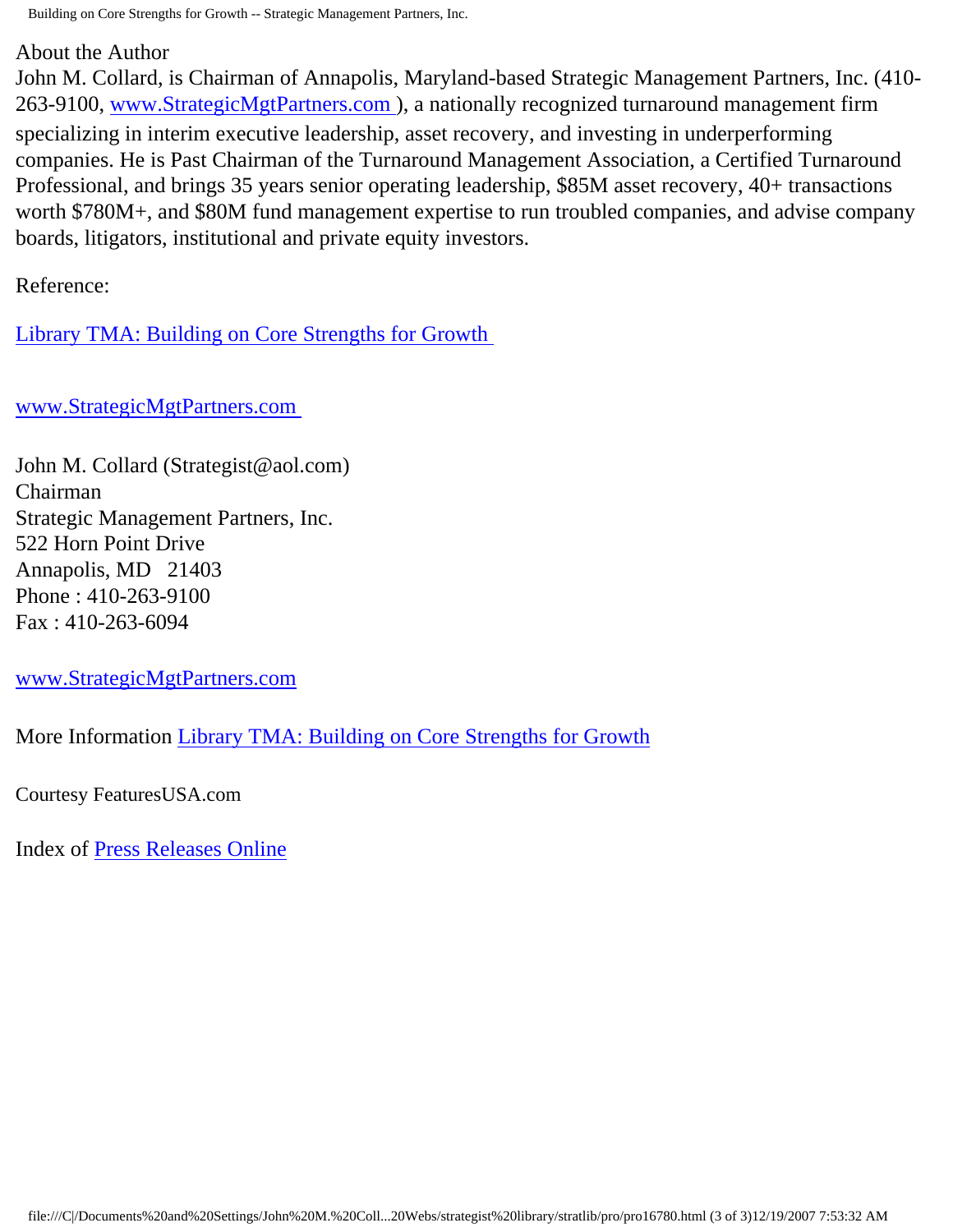About the Author

John M. Collard, is Chairman of Annapolis, Maryland-based Strategic Management Partners, Inc. (410-263-9100, [www.StrategicMgtPartners.com](http://www.StrategicMgtPartners.com) ), a nationally recognized turnaround management firm specializing in interim executive leadership, asset recovery, and investing in underperforming companies. He is Past Chairman of the Turnaround Management Association, a Certified Turnaround Professional, and brings 35 years senior operating leadership, $85M asset recovery, 40+ transactions worth $780M+, and $80M fund management expertise to run troubled companies, and advise company boards, litigators, institutional and private equity investors.

Reference:

[Library TMA: Building on Core Strengths for Growth](#)

[www.StrategicMgtPartners.com](http://www.StrategicMgtPartners.com)

John M. Collard (Strategist@aol.com)  
Chairman  
Strategic Management Partners, Inc.  
522 Horn Point Drive  
Annapolis, MD 21403  
Phone : 410-263-9100  
Fax : 410-263-6094

[www.StrategicMgtPartners.com](http://www.StrategicMgtPartners.com)

More Information [Library TMA: Building on Core Strengths for Growth](#)

Courtesy FeaturesUSA.com

Index of [Press Releases Online](#)